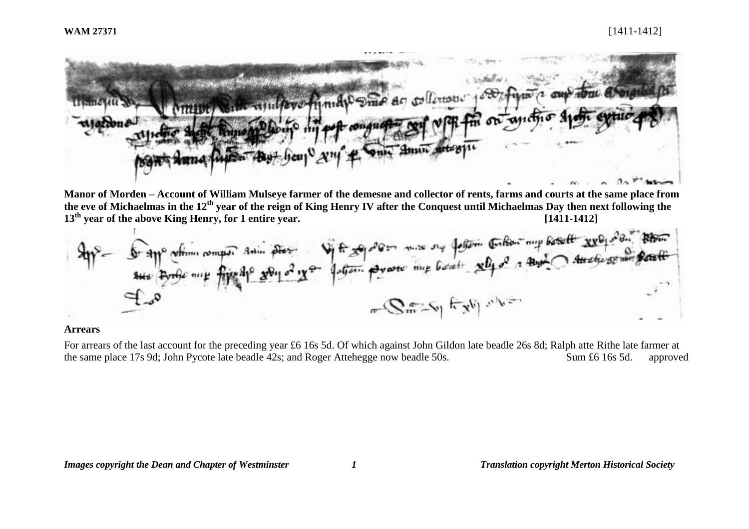**WAM 27371** [1411-1412]

**Manor of Morden – Account of William Mulseye farmer of the demesne and collector of rents, farms and courts at the same place from the eve of Michaelmas in the 12th year of the reign of King Henry IV after the Conquest until Michaelmas Day then next following the 13th year of the above King Henry, for 1 entire year. [1411-1412]**

**Arrears**

For arrears of the last account for the preceding year £6 16s 5d. Of which against John Gildon late beadle 26s 8d; Ralph atte Rithe late farmer at the same place 17s 9d; John Pycote late beadle 42s; and Roger Attehegge now beadle 50s. Sum £6 16s 5d. approved

*Images copyright the Dean and Chapter of Westminster* *Translation copyright Merton Historical Society*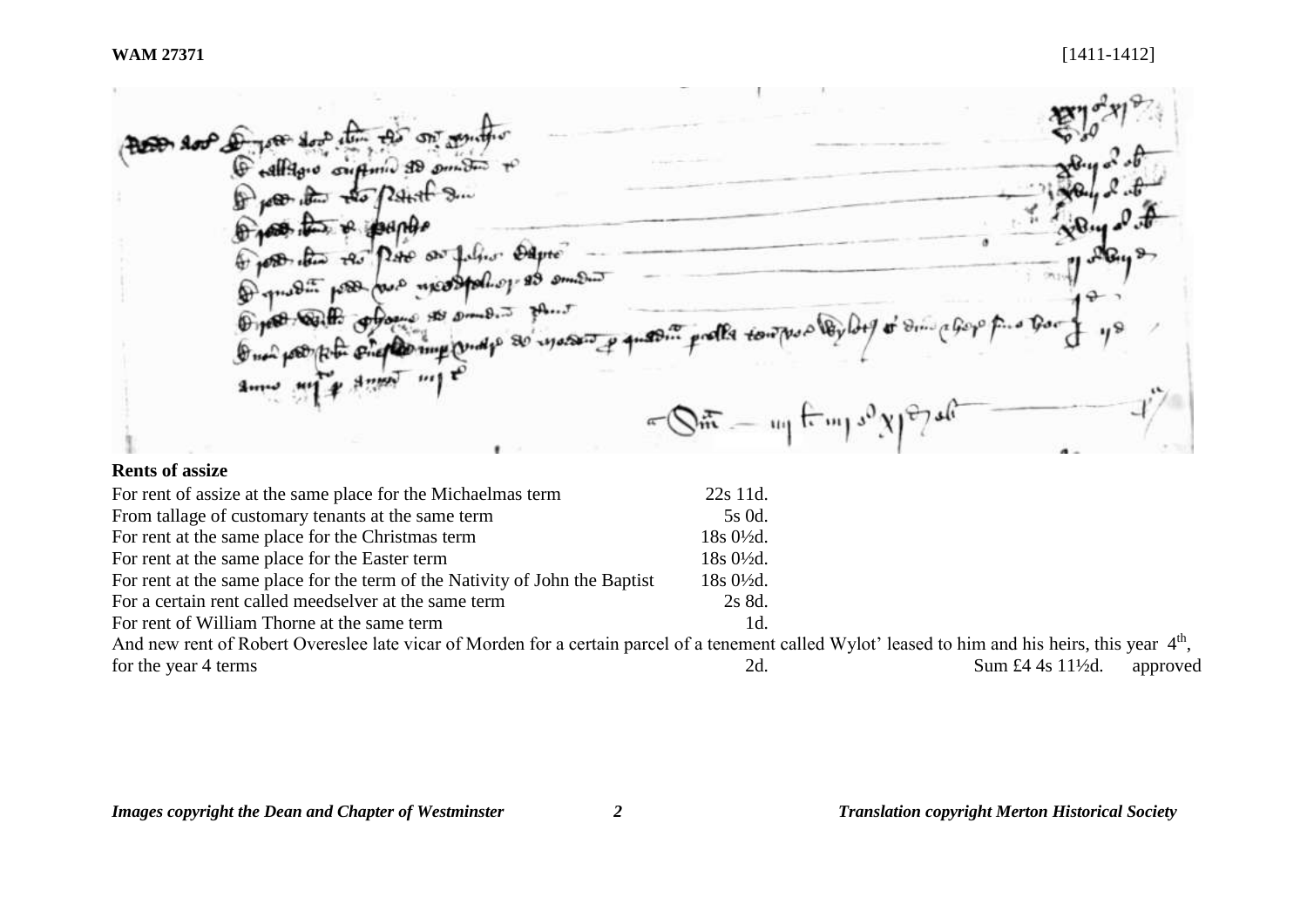**WAM 27371** [1411-1412]

**Rents of assize**

| | | | |
|---|---|---|---|
| For rent of assize at the same place for the Michaelmas term | 22s 11d. | | |
| From tallage of customary tenants at the same term | 5s 0d. | | |
| For rent at the same place for the Christmas term | 18s 0½d. | | |
| For rent at the same place for the Easter term | 18s 0½d. | | |
| For rent at the same place for the term of the Nativity of John the Baptist | 18s 0½d. | | |
| For a certain rent called meedselver at the same term | 2s 8d. | | |
| For rent of William Thorne at the same term | 1d. | | |

And new rent of Robert Overeslee late vicar of Morden for a certain parcel of a tenement called Wylot' leased to him and his heirs, this year 4th, for the year 4 terms 2d. Sum £4 4s 11½d. approved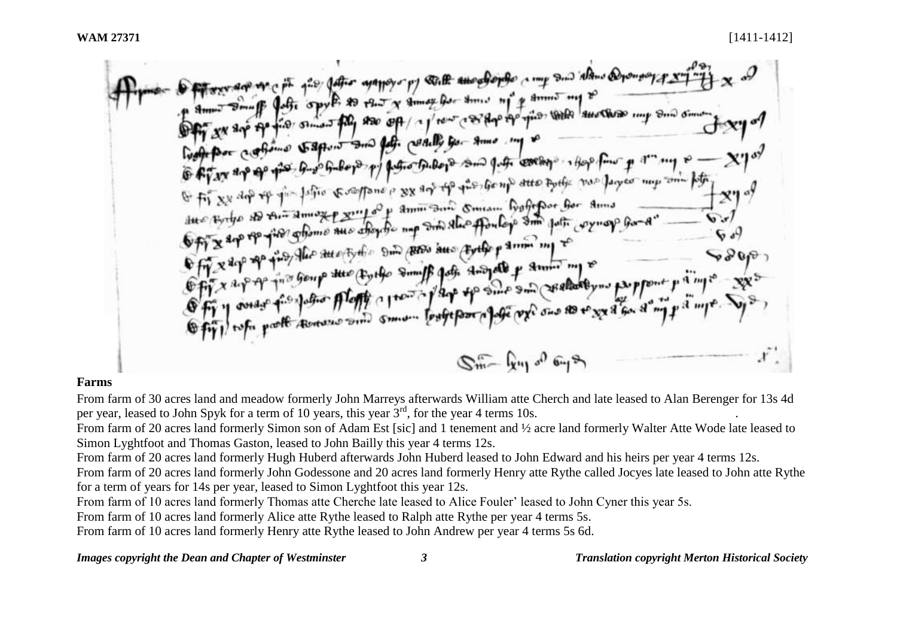**Farms**

From farm of 30 acres land and meadow formerly John Marreys afterwards William atte Cherch and late leased to Alan Berenger for 13s 4d per year, leased to John Spyk for a term of 10 years, this year 3rd, for the year 4 terms 10s.

From farm of 20 acres land formerly Simon son of Adam Est [sic] and 1 tenement and ½ acre land formerly Walter Atte Wode late leased to Simon Lyghtfoot and Thomas Gaston, leased to John Bailly this year 4 terms 12s.

From farm of 20 acres land formerly Hugh Huberd afterwards John Huberd leased to John Edward and his heirs per year 4 terms 12s.

From farm of 20 acres land formerly John Godessone and 20 acres land formerly Henry atte Rythe called Jocyes late leased to John atte Rythe for a term of years for 14s per year, leased to Simon Lyghtfoot this year 12s.

From farm of 10 acres land formerly Thomas atte Cherche late leased to Alice Fouler' leased to John Cyner this year 5s.

From farm of 10 acres land formerly Alice atte Rythe leased to Ralph atte Rythe per year 4 terms 5s.

From farm of 10 acres land formerly Henry atte Rythe leased to John Andrew per year 4 terms 5s 6d.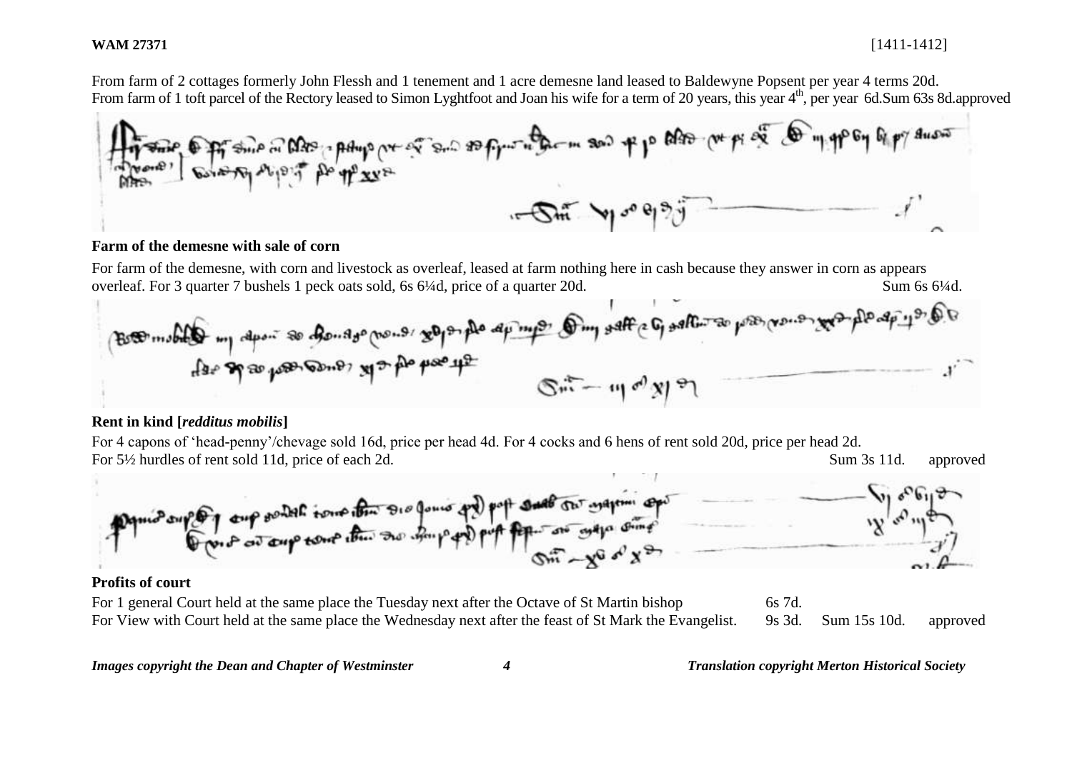**WAM 27371** [1411-1412]

From farm of 2 cottages formerly John Flessh and 1 tenement and 1 acre demesne land leased to Baldewyne Popsent per year 4 terms 20d.
From farm of 1 toft parcel of the Rectory leased to Simon Lyghtfoot and Joan his wife for a term of 20 years, this year 4th, per year 6d.Sum 63s 8d.approved

**Farm of the demesne with sale of corn**

For farm of the demesne, with corn and livestock as overleaf, leased at farm nothing here in cash because they answer in corn as appears overleaf. For 3 quarter 7 bushels 1 peck oats sold, 6s 6¼d, price of a quarter 20d. Sum 6s 6¼d.

**Rent in kind [*redditus mobilis*]**

For 4 capons of 'head-penny'/chevage sold 16d, price per head 4d. For 4 cocks and 6 hens of rent sold 20d, price per head 2d.
For 5½ hurdles of rent sold 11d, price of each 2d. Sum 3s 11d. approved

**Profits of court**

For 1 general Court held at the same place the Tuesday next after the Octave of St Martin bishop 6s 7d.
For View with Court held at the same place the Wednesday next after the feast of St Mark the Evangelist. 9s 3d. Sum 15s 10d. approved

*Images copyright the Dean and Chapter of Westminster* *Translation copyright Merton Historical Society*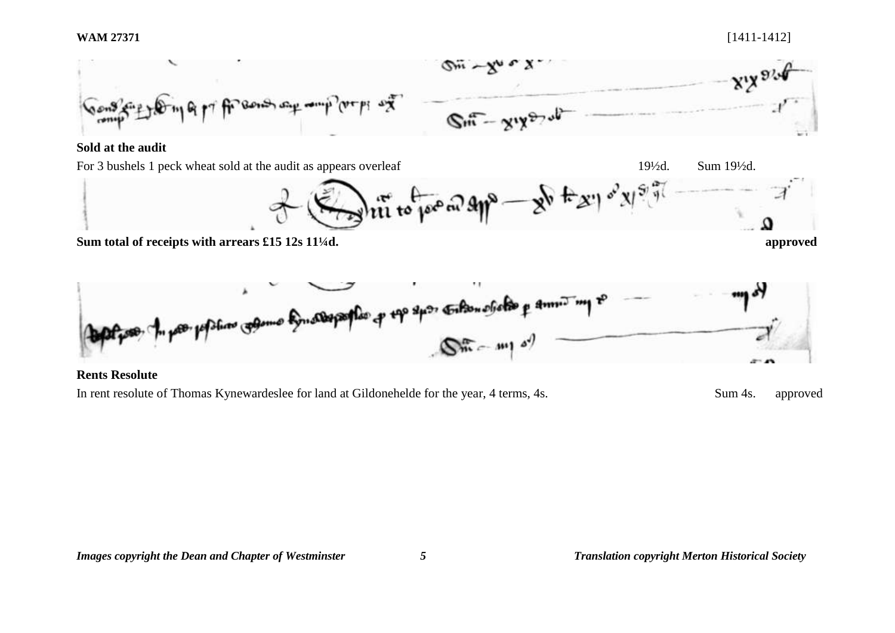**Sold at the audit**

For 3 bushels 1 peck wheat sold at the audit as appears overleaf 19½d. Sum 19½d.

**Sum total of receipts with arrears £15 12s 11¼d.** **approved**

**Rents Resolute**

In rent resolute of Thomas Kynewardeslee for land at Gildonehelde for the year, 4 terms, 4s. Sum 4s. approved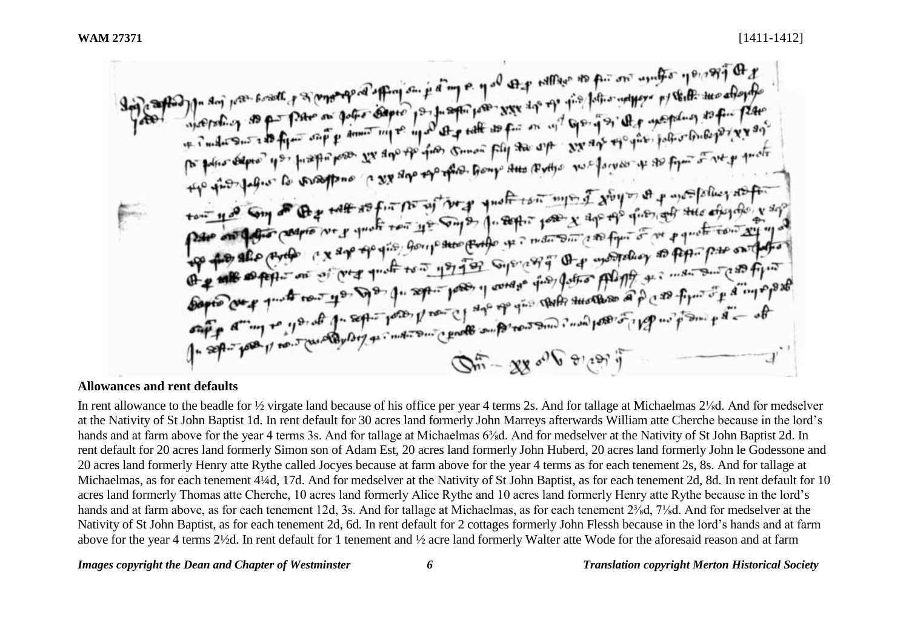**WAM 27371** [1411-1412]

## Allowances and rent defaults

In rent allowance to the beadle for ½ virgate land because of his office per year 4 terms 2s. And for tallage at Michaelmas 2⅛d. And for medselver at the Nativity of St John Baptist 1d. In rent default for 30 acres land formerly John Marreys afterwards William atte Cherche because in the lord's hands and at farm above for the year 4 terms 3s. And for tallage at Michaelmas 6⅜d. And for medselver at the Nativity of St John Baptist 2d. In rent default for 20 acres land formerly Simon son of Adam Est, 20 acres land formerly John Huberd, 20 acres land formerly John le Godessone and 20 acres land formerly Henry atte Rythe called Jocyes because at farm above for the year 4 terms as for each tenement 2s, 8s. And for tallage at Michaelmas, as for each tenement 4¼d, 17d. And for medselver at the Nativity of St John Baptist, as for each tenement 2d, 8d. In rent default for 10 acres land formerly Thomas atte Cherche, 10 acres land formerly Alice Rythe and 10 acres land formerly Henry atte Rythe because in the lord's hands and at farm above, as for each tenement 12d, 3s. And for tallage at Michaelmas, as for each tenement 2⅜d, 7⅛d. And for medselver at the Nativity of St John Baptist, as for each tenement 2d, 6d. In rent default for 2 cottages formerly John Flessh because in the lord's hands and at farm above for the year 4 terms 2½d. In rent default for 1 tenement and ½ acre land formerly Walter atte Wode for the aforesaid reason and at farm

*Images copyright the Dean and Chapter of Westminster* *Translation copyright Merton Historical Society*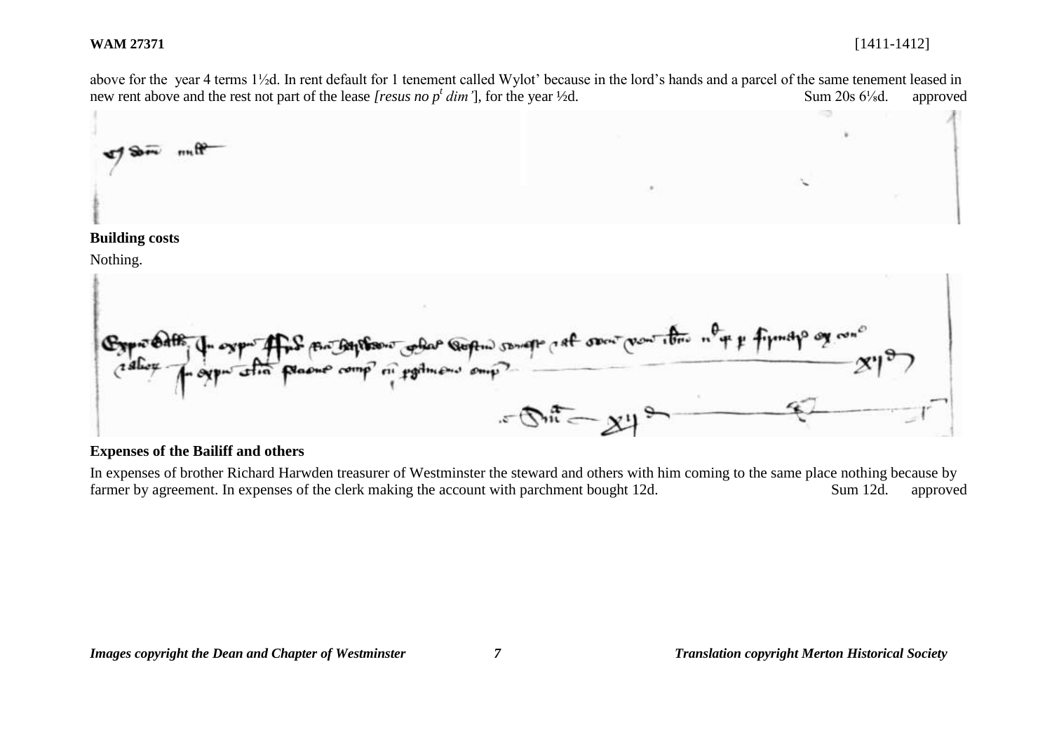above for the year 4 terms 1½d. In rent default for 1 tenement called Wylot' because in the lord's hands and a parcel of the same tenement leased in new rent above and the rest not part of the lease *[resus no p^t dim']*, for the year ½d. Sum 20s 6⅛d. approved

**Building costs**

Nothing.

**Expenses of the Bailiff and others**

In expenses of brother Richard Harwden treasurer of Westminster the steward and others with him coming to the same place nothing because by farmer by agreement. In expenses of the clerk making the account with parchment bought 12d. Sum 12d. approved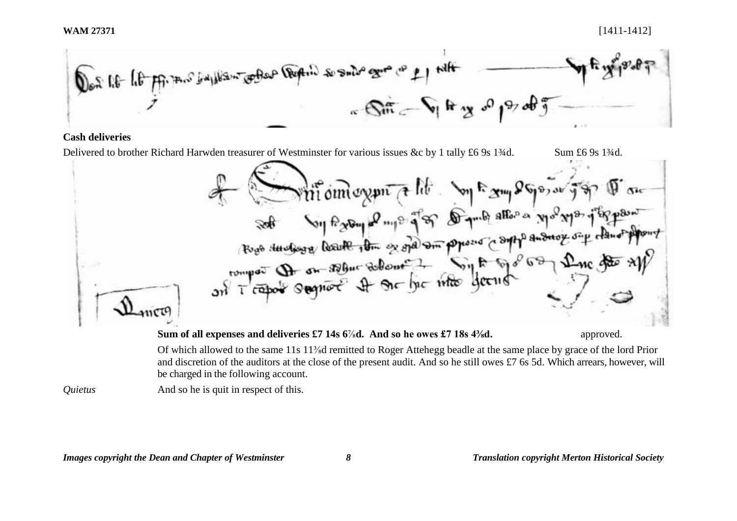**Cash deliveries**

Delivered to brother Richard Harwden treasurer of Westminster for various issues &c by 1 tally £6 9s 1¾d. Sum £6 9s 1¾d.

**Sum of all expenses and deliveries £7 14s 6⅞d. And so he owes £7 18s 4⅜d.** approved.

Of which allowed to the same 11s 11⅜d remitted to Roger Attehegg beadle at the same place by grace of the lord Prior and discretion of the auditors at the close of the present audit. And so he still owes £7 6s 5d. Which arrears, however, will be charged in the following account.

*Quietus* And so he is quit in respect of this.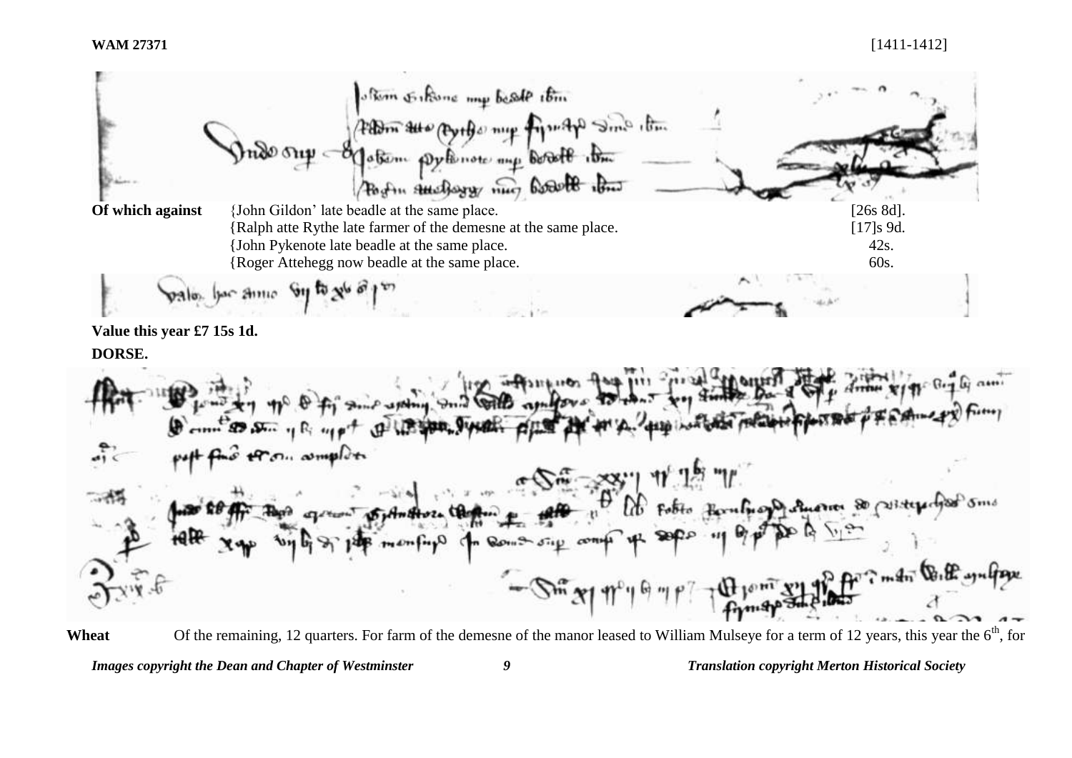**Of which against** {John Gildon' late beadle at the same place. [26s 8d].
{Ralph atte Rythe late farmer of the demesne at the same place. [17]s 9d.
{John Pykenote late beadle at the same place. 42s.
{Roger Attehegg now beadle at the same place. 60s.

**Value this year £7 15s 1d.**

**DORSE.**

**Wheat** Of the remaining, 12 quarters. For farm of the demesne of the manor leased to William Mulseye for a term of 12 years, this year the 6[th], for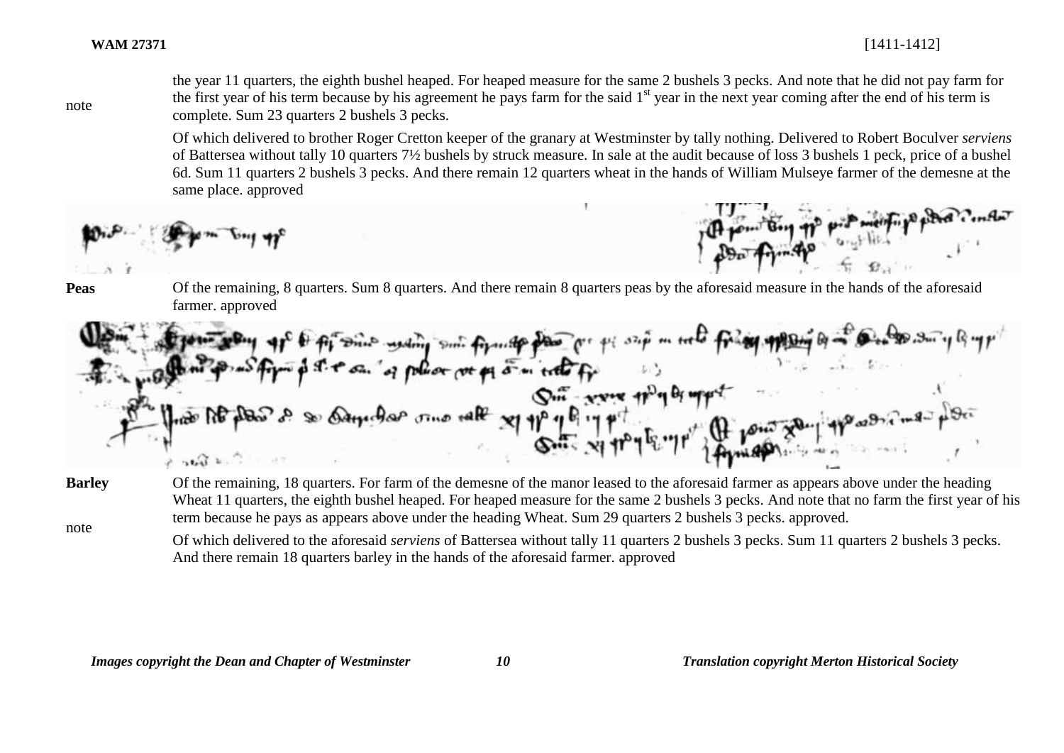note

the year 11 quarters, the eighth bushel heaped. For heaped measure for the same 2 bushels 3 pecks. And note that he did not pay farm for the first year of his term because by his agreement he pays farm for the said 1st year in the next year coming after the end of his term is complete. Sum 23 quarters 2 bushels 3 pecks.

Of which delivered to brother Roger Cretton keeper of the granary at Westminster by tally nothing. Delivered to Robert Boculver *serviens* of Battersea without tally 10 quarters 7½ bushels by struck measure. In sale at the audit because of loss 3 bushels 1 peck, price of a bushel 6d. Sum 11 quarters 2 bushels 3 pecks. And there remain 12 quarters wheat in the hands of William Mulseye farmer of the demesne at the same place. approved

**Peas** Of the remaining, 8 quarters. Sum 8 quarters. And there remain 8 quarters peas by the aforesaid measure in the hands of the aforesaid farmer. approved

**Barley** Of the remaining, 18 quarters. For farm of the demesne of the manor leased to the aforesaid farmer as appears above under the heading Wheat 11 quarters, the eighth bushel heaped. For heaped measure for the same 2 bushels 3 pecks. And note that no farm the first year of his term because he pays as appears above under the heading Wheat. Sum 29 quarters 2 bushels 3 pecks. approved.

note

Of which delivered to the aforesaid *serviens* of Battersea without tally 11 quarters 2 bushels 3 pecks. Sum 11 quarters 2 bushels 3 pecks. And there remain 18 quarters barley in the hands of the aforesaid farmer. approved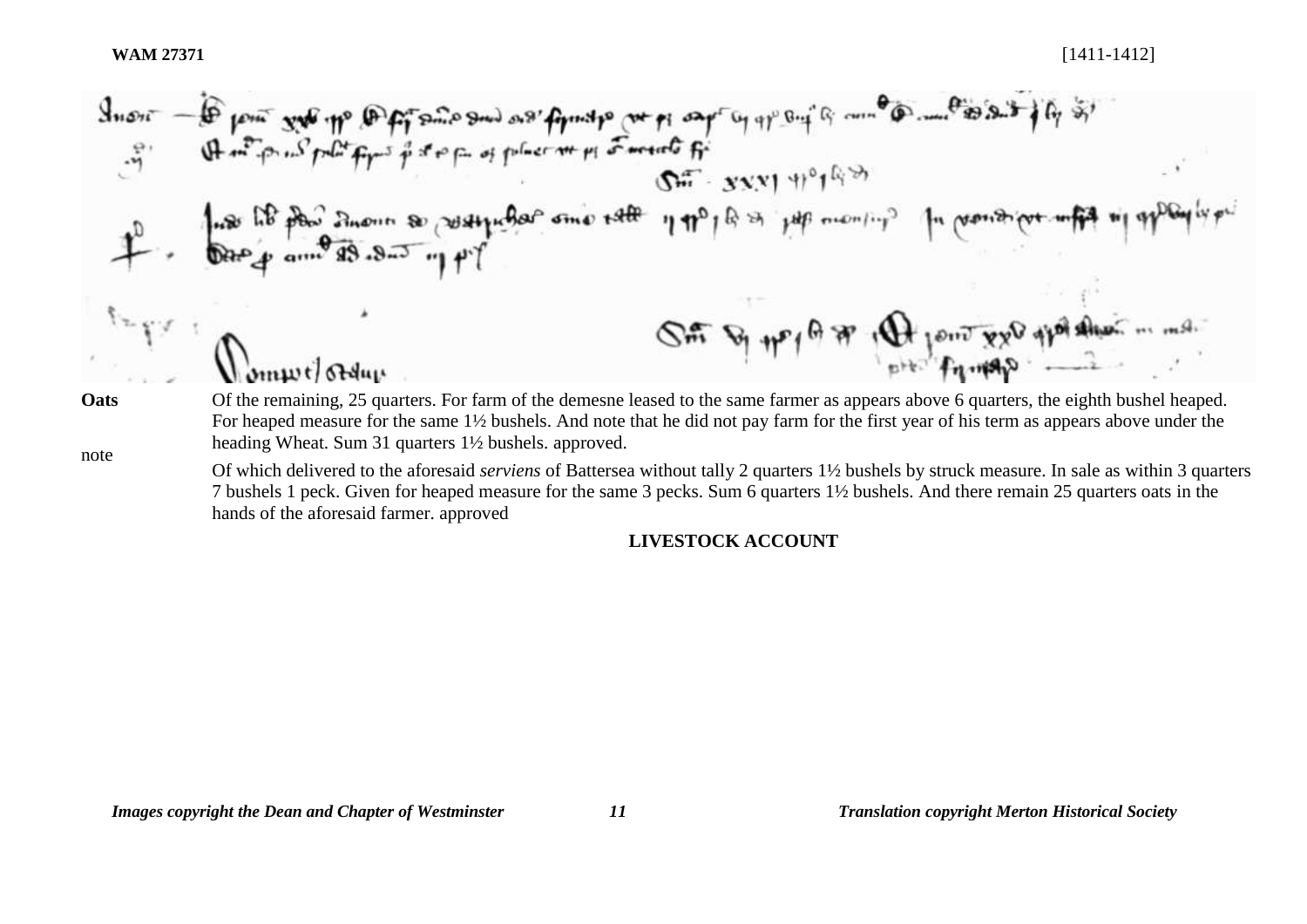**Oats**

Of the remaining, 25 quarters. For farm of the demesne leased to the same farmer as appears above 6 quarters, the eighth bushel heaped. For heaped measure for the same 1½ bushels. And note that he did not pay farm for the first year of his term as appears above under the heading Wheat. Sum 31 quarters 1½ bushels. approved.

note

Of which delivered to the aforesaid *serviens* of Battersea without tally 2 quarters 1½ bushels by struck measure. In sale as within 3 quarters 7 bushels 1 peck. Given for heaped measure for the same 3 pecks. Sum 6 quarters 1½ bushels. And there remain 25 quarters oats in the hands of the aforesaid farmer. approved

## LIVESTOCK ACCOUNT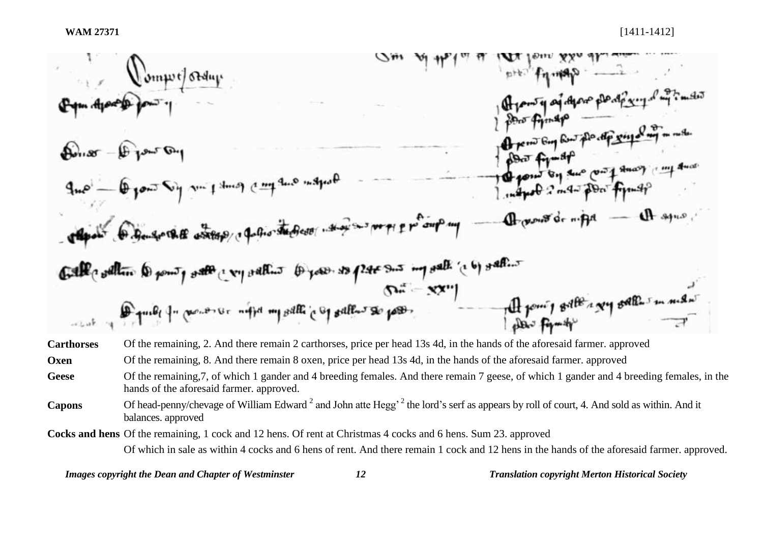| | |
|---|---|
| **Carthorses** | Of the remaining, 2. And there remain 2 carthorses, price per head 13s 4d, in the hands of the aforesaid farmer. approved |
| **Oxen** | Of the remaining, 8. And there remain 8 oxen, price per head 13s 4d, in the hands of the aforesaid farmer. approved |
| **Geese** | Of the remaining,7, of which 1 gander and 4 breeding females. And there remain 7 geese, of which 1 gander and 4 breeding females, in the hands of the aforesaid farmer. approved. |
| **Capons** | Of head-penny/chevage of William Edward [2] and John atte Hegg' [2] the lord's serf as appears by roll of court, 4. And sold as within. And it balances. approved |
| **Cocks and hens** | Of the remaining, 1 cock and 12 hens. Of rent at Christmas 4 cocks and 6 hens. Sum 23. approved |
| | Of which in sale as within 4 cocks and 6 hens of rent. And there remain 1 cock and 12 hens in the hands of the aforesaid farmer. approved. |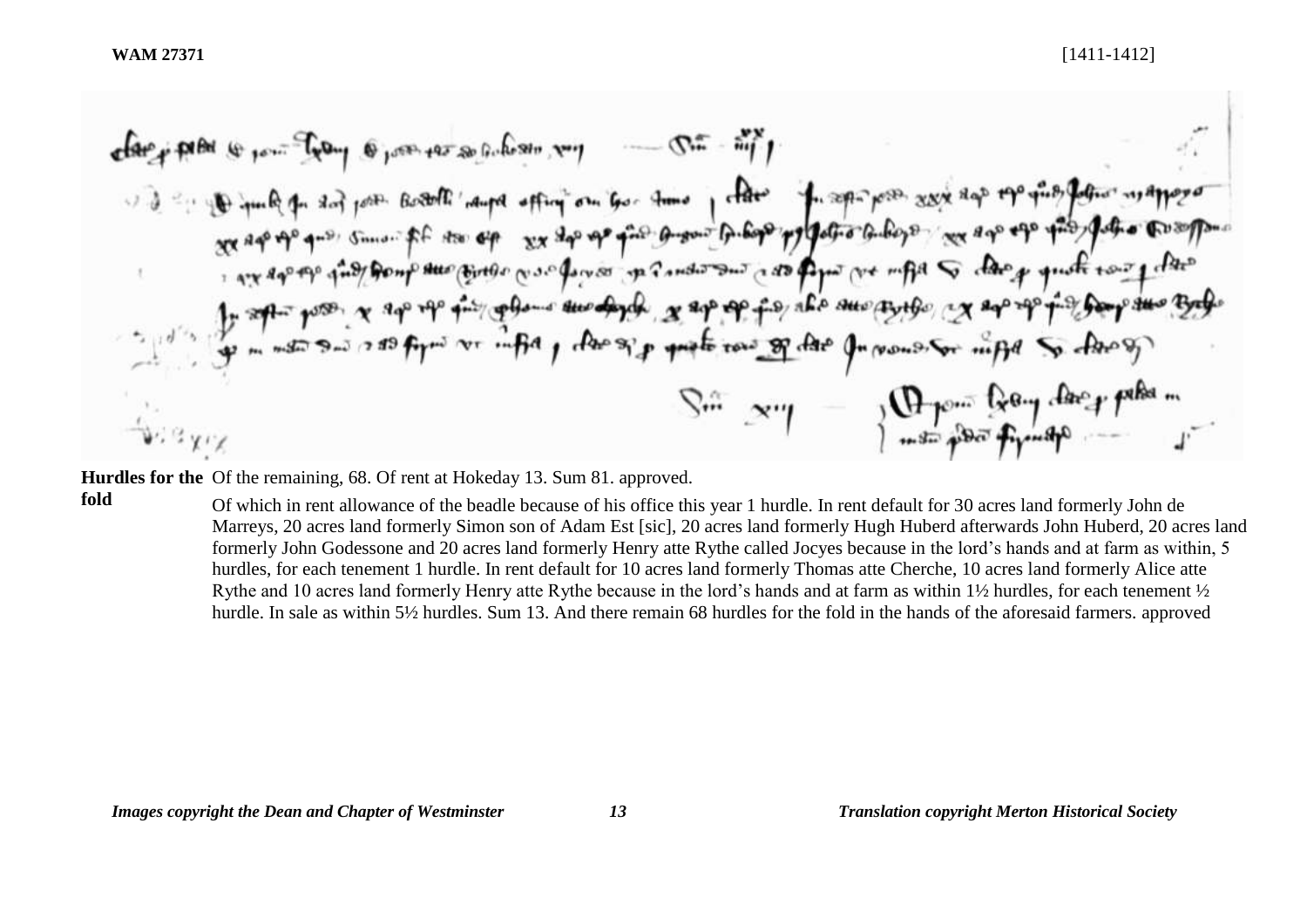**Hurdles for the fold**

Of the remaining, 68. Of rent at Hokeday 13. Sum 81. approved.

Of which in rent allowance of the beadle because of his office this year 1 hurdle. In rent default for 30 acres land formerly John de Marreys, 20 acres land formerly Simon son of Adam Est [sic], 20 acres land formerly Hugh Huberd afterwards John Huberd, 20 acres land formerly John Godessone and 20 acres land formerly Henry atte Rythe called Jocyes because in the lord's hands and at farm as within, 5 hurdles, for each tenement 1 hurdle. In rent default for 10 acres land formerly Thomas atte Cherche, 10 acres land formerly Alice atte Rythe and 10 acres land formerly Henry atte Rythe because in the lord's hands and at farm as within 1½ hurdles, for each tenement ½ hurdle. In sale as within 5½ hurdles. Sum 13. And there remain 68 hurdles for the fold in the hands of the aforesaid farmers. approved